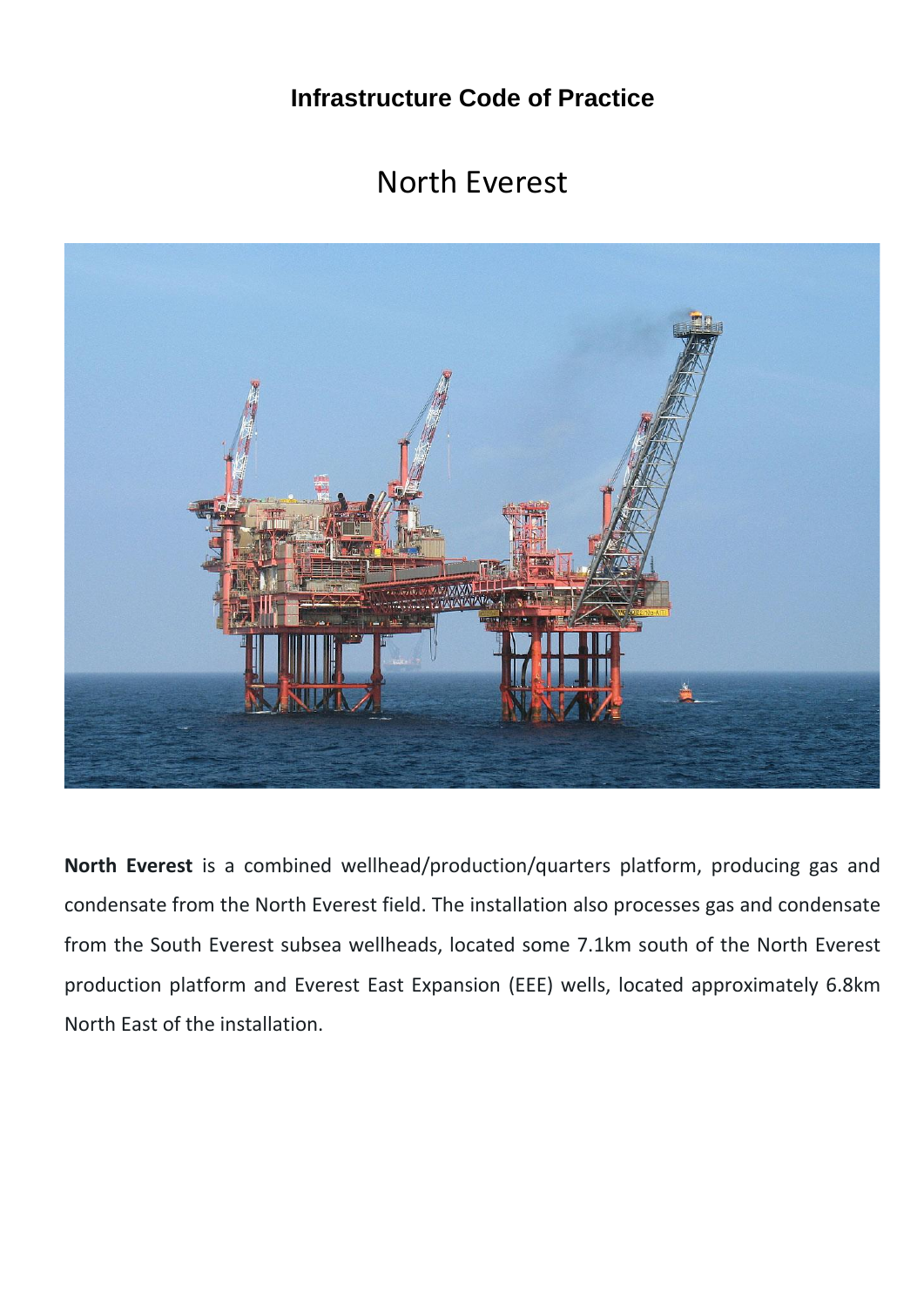# Infrastructure Code of Practice

## North Everest

**North Everest** is a combined wellhead/production/quarters platform, producing gas and condensate from the North Everest field. The installation also processes gas and condensate from the South Everest subsea wellheads, located some 7.1km south of the North Everest production platform and Everest East Expansion (EEE) wells, located approximately 6.8km North East of the installation.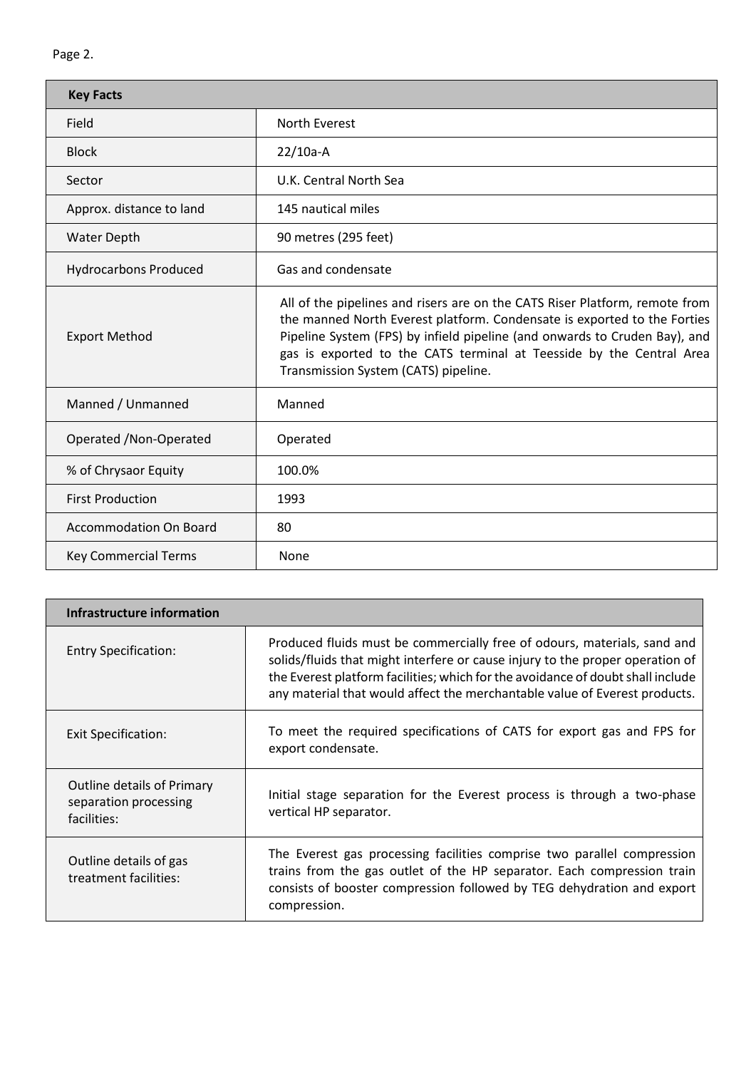| Key Facts | |
| --- | --- |
| Field | North Everest |
| Block | 22/10a-A |
| Sector | U.K. Central North Sea |
| Approx. distance to land | 145 nautical miles |
| Water Depth | 90 metres (295 feet) |
| Hydrocarbons Produced | Gas and condensate |
| Export Method | All of the pipelines and risers are on the CATS Riser Platform, remote from the manned North Everest platform. Condensate is exported to the Forties Pipeline System (FPS) by infield pipeline (and onwards to Cruden Bay), and gas is exported to the CATS terminal at Teesside by the Central Area Transmission System (CATS) pipeline. |
| Manned / Unmanned | Manned |
| Operated /Non-Operated | Operated |
| % of Chrysaor Equity | 100.0% |
| First Production | 1993 |
| Accommodation On Board | 80 |
| Key Commercial Terms | None |

| Infrastructure information | |
| --- | --- |
| Entry Specification: | Produced fluids must be commercially free of odours, materials, sand and solids/fluids that might interfere or cause injury to the proper operation of the Everest platform facilities; which for the avoidance of doubt shall include any material that would affect the merchantable value of Everest products. |
| Exit Specification: | To meet the required specifications of CATS for export gas and FPS for export condensate. |
| Outline details of Primary separation processing facilities: | Initial stage separation for the Everest process is through a two-phase vertical HP separator. |
| Outline details of gas treatment facilities: | The Everest gas processing facilities comprise two parallel compression trains from the gas outlet of the HP separator. Each compression train consists of booster compression followed by TEG dehydration and export compression. |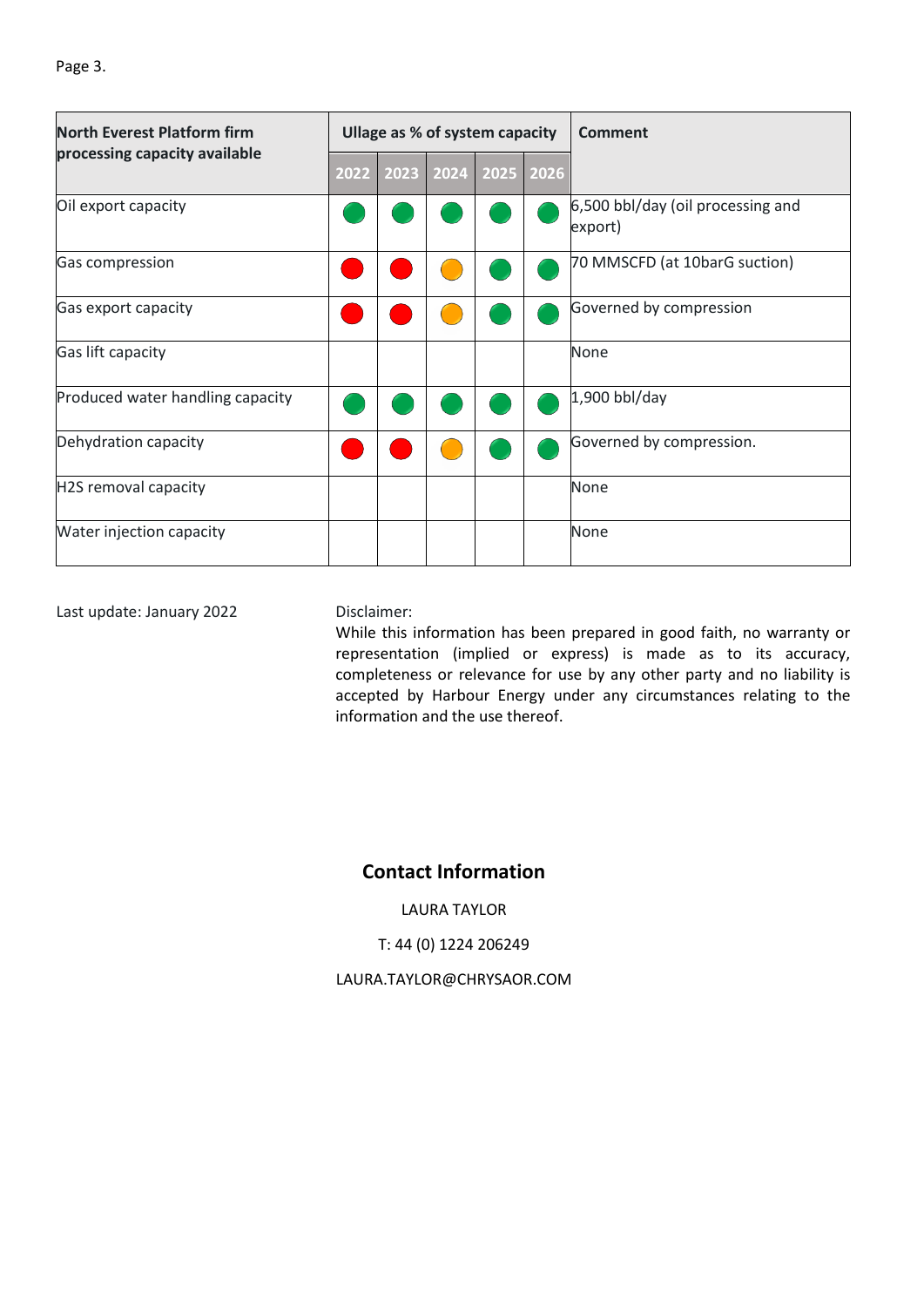| North Everest Platform firm processing capacity available | Ullage as % of system capacity | | | | | Comment |
|---|---|---|---|---|---|---|
| | 2022 | 2023 | 2024 | 2025 | 2026 | |
| Oil export capacity | Green | Green | Green | Green | Green | 6,500 bbl/day (oil processing and export) |
| Gas compression | Red | Red | Amber | Green | Green | 70 MMSCFD (at 10barG suction) |
| Gas export capacity | Red | Red | Amber | Green | Green | Governed by compression |
| Gas lift capacity | | | | | | None |
| Produced water handling capacity | Green | Green | Green | Green | Green | 1,900 bbl/day |
| Dehydration capacity | Red | Red | Amber | Green | Green | Governed by compression. |
| H2S removal capacity | | | | | | None |
| Water injection capacity | | | | | | None |

Last update: January 2022

Disclaimer:
While this information has been prepared in good faith, no warranty or representation (implied or express) is made as to its accuracy, completeness or relevance for use by any other party and no liability is accepted by Harbour Energy under any circumstances relating to the information and the use thereof.

## Contact Information

LAURA TAYLOR

T: 44 (0) 1224 206249

LAURA.TAYLOR@CHRYSAOR.COM